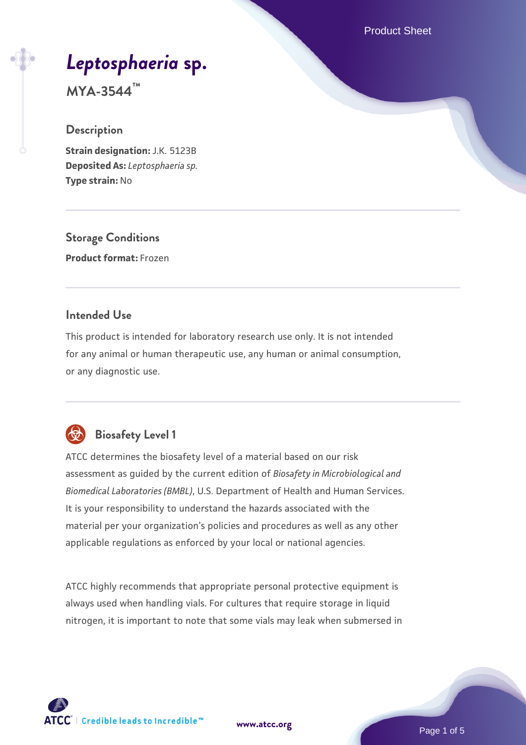# *Leptosphaeria* sp.

**MYA-3544™**

## Description

**Strain designation:** J.K. 5123B
**Deposited As:** *Leptosphaeria sp.*
**Type strain:** No

## Storage Conditions

**Product format:** Frozen

## Intended Use

This product is intended for laboratory research use only. It is not intended for any animal or human therapeutic use, any human or animal consumption, or any diagnostic use.

## Biosafety Level 1

ATCC determines the biosafety level of a material based on our risk assessment as guided by the current edition of *Biosafety in Microbiological and Biomedical Laboratories (BMBL)*, U.S. Department of Health and Human Services. It is your responsibility to understand the hazards associated with the material per your organization's policies and procedures as well as any other applicable regulations as enforced by your local or national agencies.

ATCC highly recommends that appropriate personal protective equipment is always used when handling vials. For cultures that require storage in liquid nitrogen, it is important to note that some vials may leak when submersed in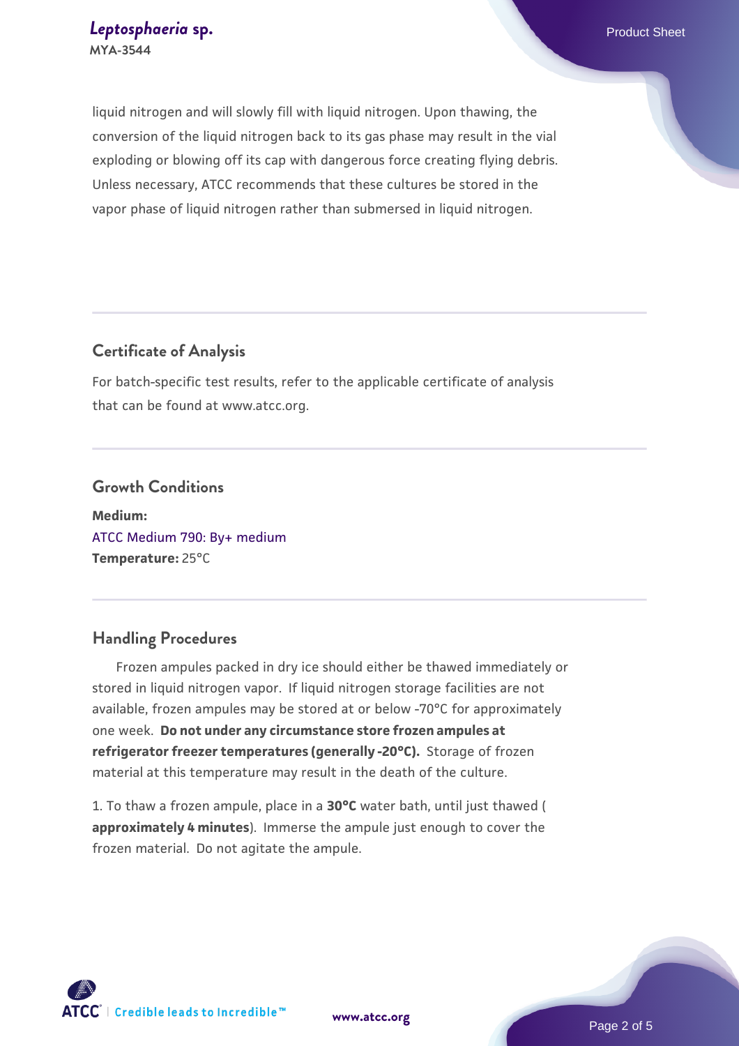liquid nitrogen and will slowly fill with liquid nitrogen. Upon thawing, the conversion of the liquid nitrogen back to its gas phase may result in the vial exploding or blowing off its cap with dangerous force creating flying debris. Unless necessary, ATCC recommends that these cultures be stored in the vapor phase of liquid nitrogen rather than submersed in liquid nitrogen.

## Certificate of Analysis

For batch-specific test results, refer to the applicable certificate of analysis that can be found at www.atcc.org.

## Growth Conditions

**Medium:**
ATCC Medium 790: By+ medium
**Temperature:** 25°C

## Handling Procedures

Frozen ampules packed in dry ice should either be thawed immediately or stored in liquid nitrogen vapor. If liquid nitrogen storage facilities are not available, frozen ampules may be stored at or below -70°C for approximately one week. **Do not under any circumstance store frozen ampules at refrigerator freezer temperatures (generally -20°C).** Storage of frozen material at this temperature may result in the death of the culture.

1. To thaw a frozen ampule, place in a **30°C** water bath, until just thawed ( **approximately 4 minutes**). Immerse the ampule just enough to cover the frozen material. Do not agitate the ampule.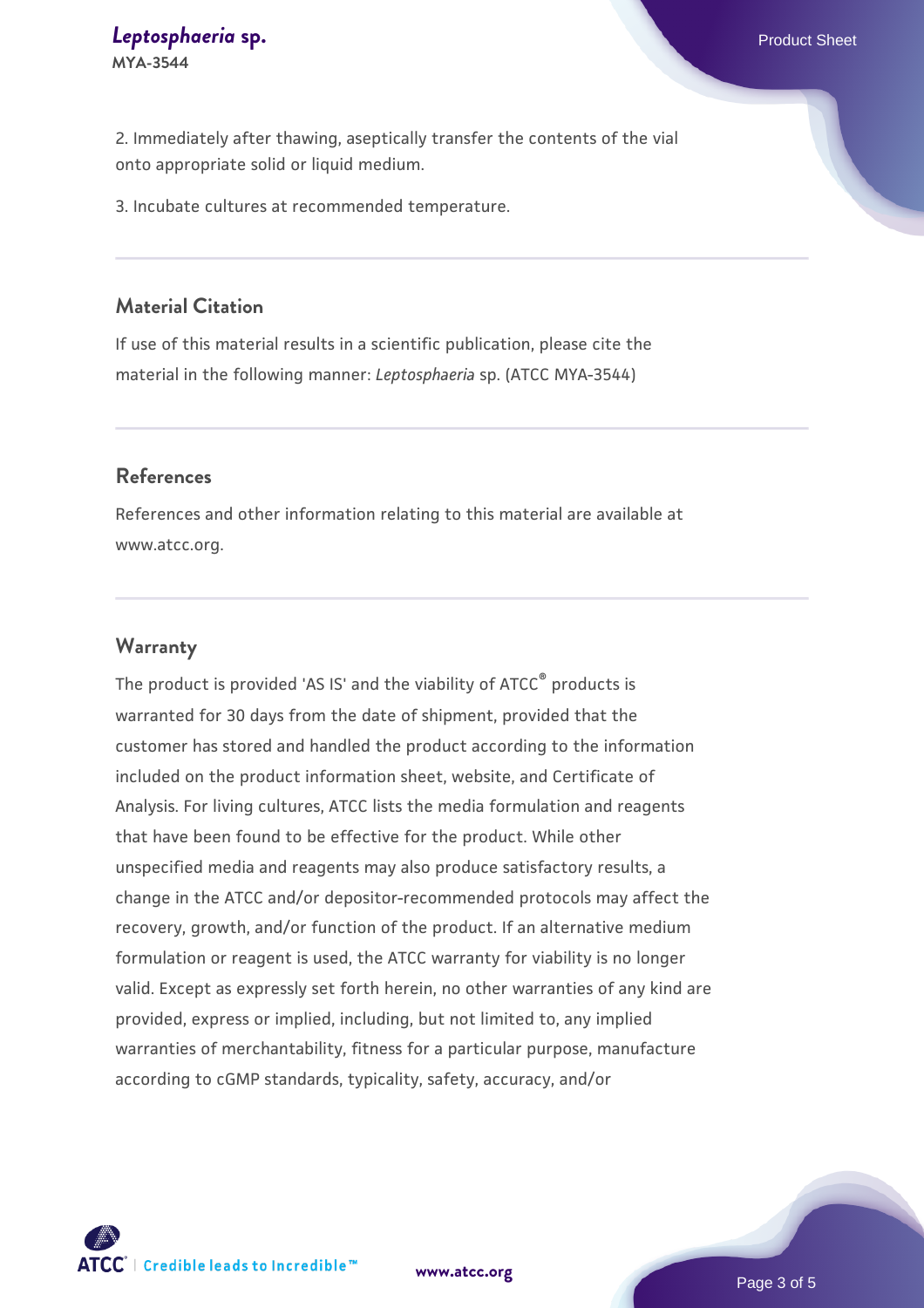2. Immediately after thawing, aseptically transfer the contents of the vial onto appropriate solid or liquid medium.

3. Incubate cultures at recommended temperature.

## Material Citation

If use of this material results in a scientific publication, please cite the material in the following manner: *Leptosphaeria* sp. (ATCC MYA-3544)

## References

References and other information relating to this material are available at www.atcc.org.

## Warranty

The product is provided 'AS IS' and the viability of ATCC® products is warranted for 30 days from the date of shipment, provided that the customer has stored and handled the product according to the information included on the product information sheet, website, and Certificate of Analysis. For living cultures, ATCC lists the media formulation and reagents that have been found to be effective for the product. While other unspecified media and reagents may also produce satisfactory results, a change in the ATCC and/or depositor-recommended protocols may affect the recovery, growth, and/or function of the product. If an alternative medium formulation or reagent is used, the ATCC warranty for viability is no longer valid. Except as expressly set forth herein, no other warranties of any kind are provided, express or implied, including, but not limited to, any implied warranties of merchantability, fitness for a particular purpose, manufacture according to cGMP standards, typicality, safety, accuracy, and/or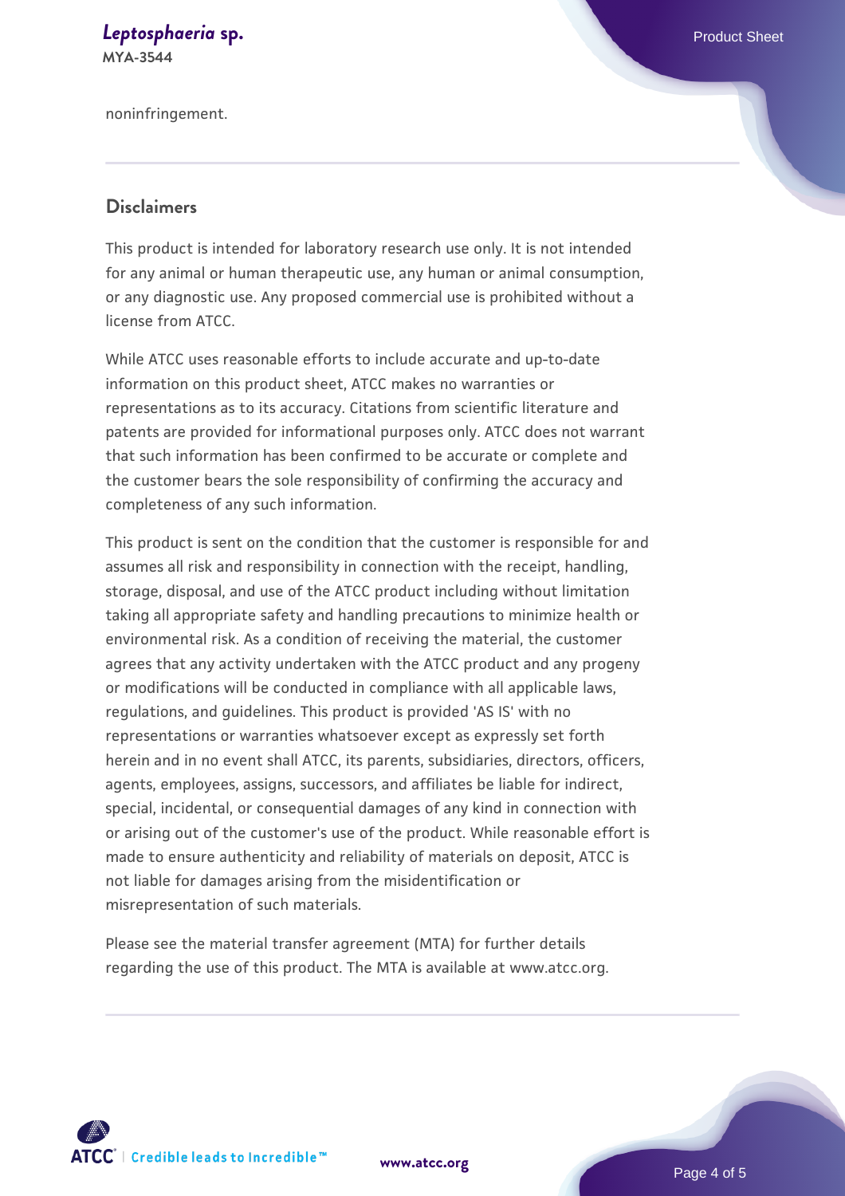noninfringement.

## Disclaimers

This product is intended for laboratory research use only. It is not intended for any animal or human therapeutic use, any human or animal consumption, or any diagnostic use. Any proposed commercial use is prohibited without a license from ATCC.

While ATCC uses reasonable efforts to include accurate and up-to-date information on this product sheet, ATCC makes no warranties or representations as to its accuracy. Citations from scientific literature and patents are provided for informational purposes only. ATCC does not warrant that such information has been confirmed to be accurate or complete and the customer bears the sole responsibility of confirming the accuracy and completeness of any such information.

This product is sent on the condition that the customer is responsible for and assumes all risk and responsibility in connection with the receipt, handling, storage, disposal, and use of the ATCC product including without limitation taking all appropriate safety and handling precautions to minimize health or environmental risk. As a condition of receiving the material, the customer agrees that any activity undertaken with the ATCC product and any progeny or modifications will be conducted in compliance with all applicable laws, regulations, and guidelines. This product is provided 'AS IS' with no representations or warranties whatsoever except as expressly set forth herein and in no event shall ATCC, its parents, subsidiaries, directors, officers, agents, employees, assigns, successors, and affiliates be liable for indirect, special, incidental, or consequential damages of any kind in connection with or arising out of the customer's use of the product. While reasonable effort is made to ensure authenticity and reliability of materials on deposit, ATCC is not liable for damages arising from the misidentification or misrepresentation of such materials.

Please see the material transfer agreement (MTA) for further details regarding the use of this product. The MTA is available at www.atcc.org.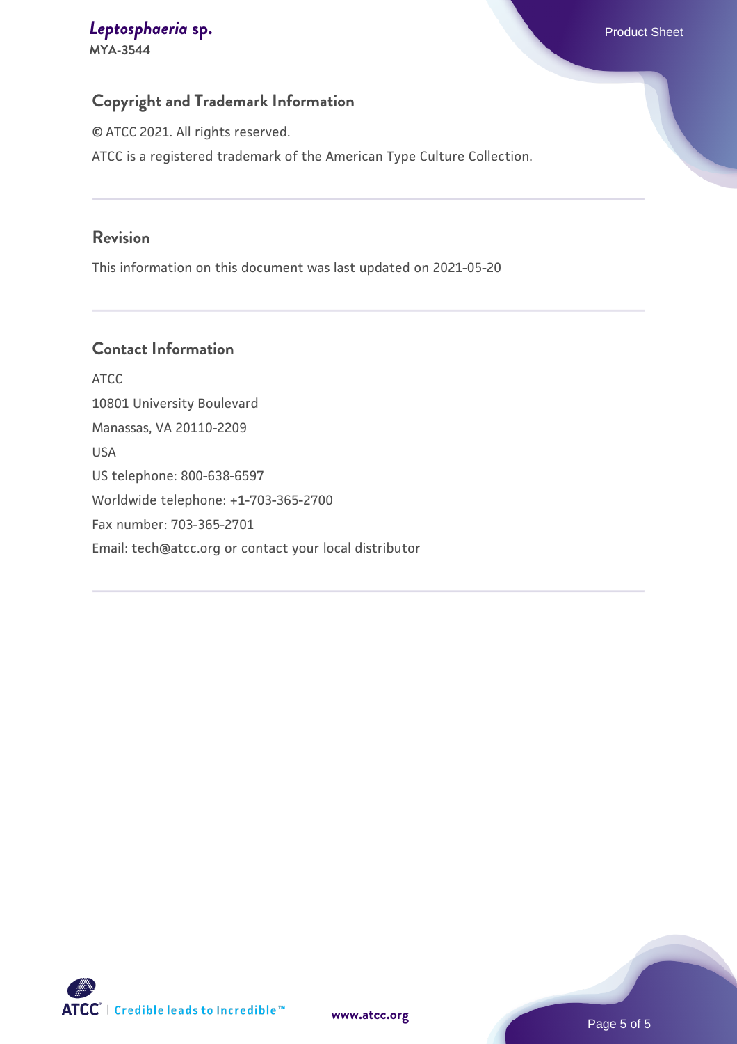## Copyright and Trademark Information

© ATCC 2021. All rights reserved.

ATCC is a registered trademark of the American Type Culture Collection.

## Revision

This information on this document was last updated on 2021-05-20

## Contact Information

ATCC

10801 University Boulevard

Manassas, VA 20110-2209

USA

US telephone: 800-638-6597

Worldwide telephone: +1-703-365-2700

Fax number: 703-365-2701

Email: tech@atcc.org or contact your local distributor